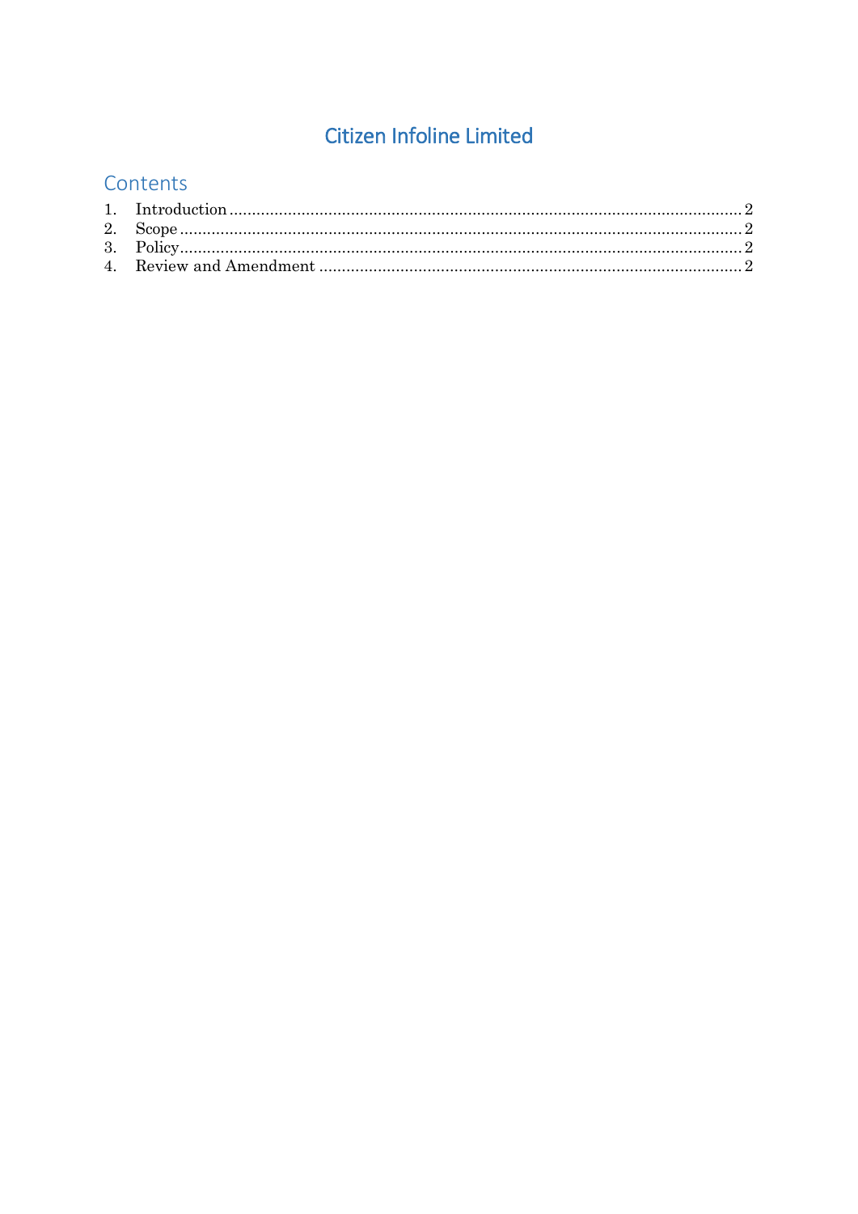# Citizen Infoline Limited

## Contents

1. Introduction ........................................................................................................ 2
2. Scope ................................................................................................................... 2
3. Policy ................................................................................................................... 2
4. Review and Amendment ..................................................................................... 2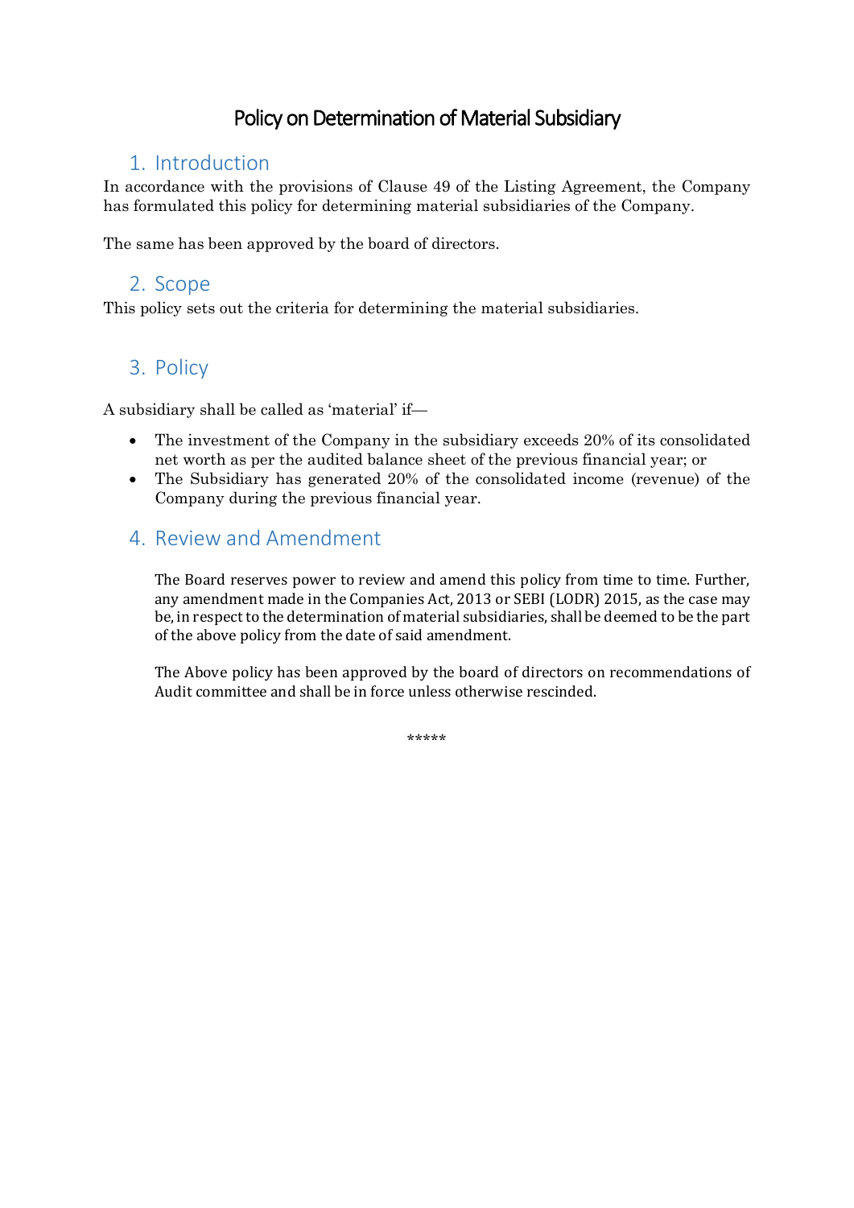# Policy on Determination of Material Subsidiary

## 1. Introduction

In accordance with the provisions of Clause 49 of the Listing Agreement, the Company has formulated this policy for determining material subsidiaries of the Company.

The same has been approved by the board of directors.

## 2. Scope

This policy sets out the criteria for determining the material subsidiaries.

## 3. Policy

A subsidiary shall be called as 'material' if—

- The investment of the Company in the subsidiary exceeds 20% of its consolidated net worth as per the audited balance sheet of the previous financial year; or
- The Subsidiary has generated 20% of the consolidated income (revenue) of the Company during the previous financial year.

## 4. Review and Amendment

The Board reserves power to review and amend this policy from time to time. Further, any amendment made in the Companies Act, 2013 or SEBI (LODR) 2015, as the case may be, in respect to the determination of material subsidiaries, shall be deemed to be the part of the above policy from the date of said amendment.

The Above policy has been approved by the board of directors on recommendations of Audit committee and shall be in force unless otherwise rescinded.

*****